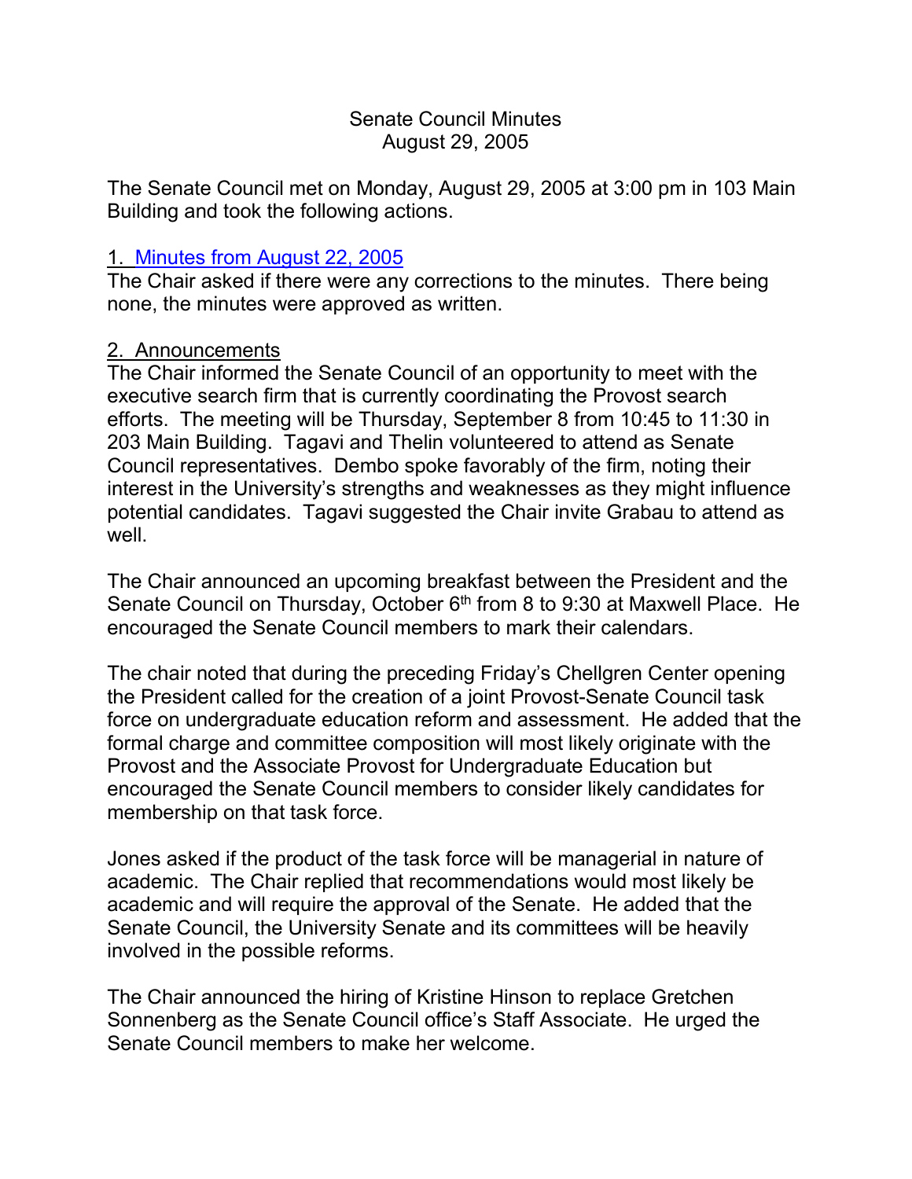# Senate Council Minutes
## August 29, 2005

The Senate Council met on Monday, August 29, 2005 at 3:00 pm in 103 Main Building and took the following actions.

1. Minutes from August 22, 2005

The Chair asked if there were any corrections to the minutes. There being none, the minutes were approved as written.

2. Announcements

The Chair informed the Senate Council of an opportunity to meet with the executive search firm that is currently coordinating the Provost search efforts. The meeting will be Thursday, September 8 from 10:45 to 11:30 in 203 Main Building. Tagavi and Thelin volunteered to attend as Senate Council representatives. Dembo spoke favorably of the firm, noting their interest in the University's strengths and weaknesses as they might influence potential candidates. Tagavi suggested the Chair invite Grabau to attend as well.

The Chair announced an upcoming breakfast between the President and the Senate Council on Thursday, October 6th from 8 to 9:30 at Maxwell Place. He encouraged the Senate Council members to mark their calendars.

The chair noted that during the preceding Friday's Chellgren Center opening the President called for the creation of a joint Provost-Senate Council task force on undergraduate education reform and assessment. He added that the formal charge and committee composition will most likely originate with the Provost and the Associate Provost for Undergraduate Education but encouraged the Senate Council members to consider likely candidates for membership on that task force.

Jones asked if the product of the task force will be managerial in nature of academic. The Chair replied that recommendations would most likely be academic and will require the approval of the Senate. He added that the Senate Council, the University Senate and its committees will be heavily involved in the possible reforms.

The Chair announced the hiring of Kristine Hinson to replace Gretchen Sonnenberg as the Senate Council office's Staff Associate. He urged the Senate Council members to make her welcome.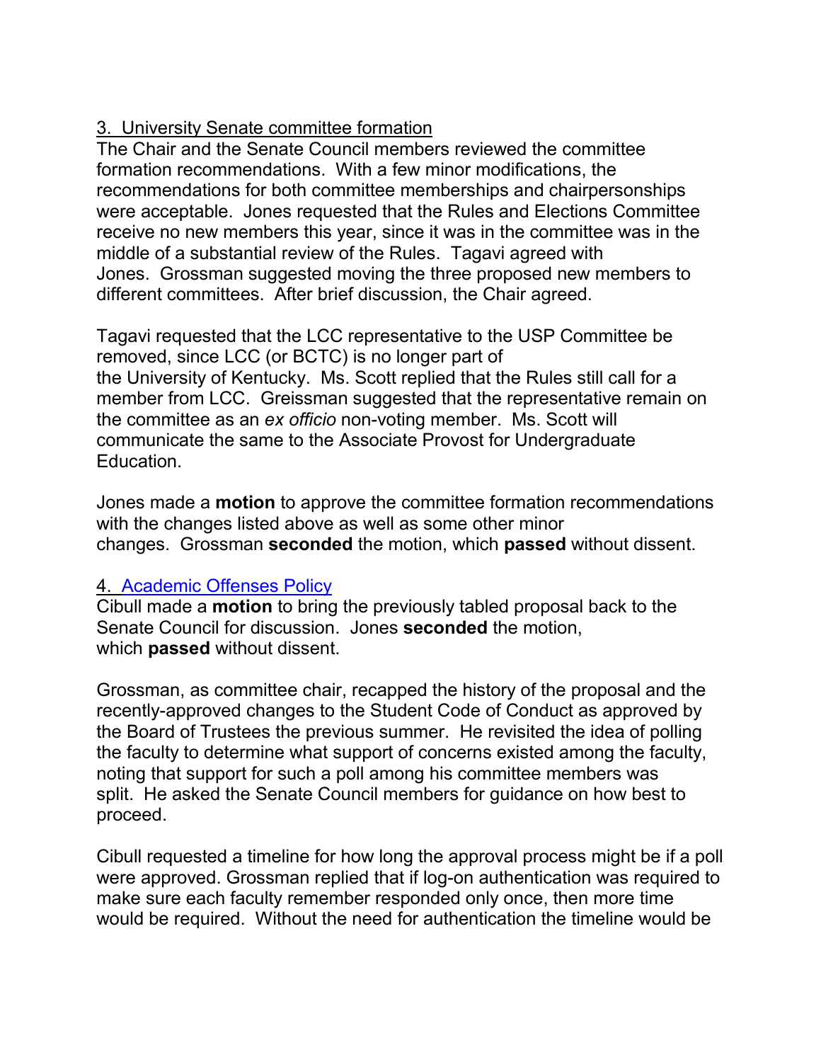3. University Senate committee formation

The Chair and the Senate Council members reviewed the committee formation recommendations. With a few minor modifications, the recommendations for both committee memberships and chairpersonships were acceptable. Jones requested that the Rules and Elections Committee receive no new members this year, since it was in the committee was in the middle of a substantial review of the Rules. Tagavi agreed with Jones. Grossman suggested moving the three proposed new members to different committees. After brief discussion, the Chair agreed.

Tagavi requested that the LCC representative to the USP Committee be removed, since LCC (or BCTC) is no longer part of the University of Kentucky. Ms. Scott replied that the Rules still call for a member from LCC. Greissman suggested that the representative remain on the committee as an *ex officio* non-voting member. Ms. Scott will communicate the same to the Associate Provost for Undergraduate Education.

Jones made a **motion** to approve the committee formation recommendations with the changes listed above as well as some other minor changes. Grossman **seconded** the motion, which **passed** without dissent.

4. Academic Offenses Policy

Cibull made a **motion** to bring the previously tabled proposal back to the Senate Council for discussion. Jones **seconded** the motion, which **passed** without dissent.

Grossman, as committee chair, recapped the history of the proposal and the recently-approved changes to the Student Code of Conduct as approved by the Board of Trustees the previous summer. He revisited the idea of polling the faculty to determine what support of concerns existed among the faculty, noting that support for such a poll among his committee members was split. He asked the Senate Council members for guidance on how best to proceed.

Cibull requested a timeline for how long the approval process might be if a poll were approved. Grossman replied that if log-on authentication was required to make sure each faculty remember responded only once, then more time would be required. Without the need for authentication the timeline would be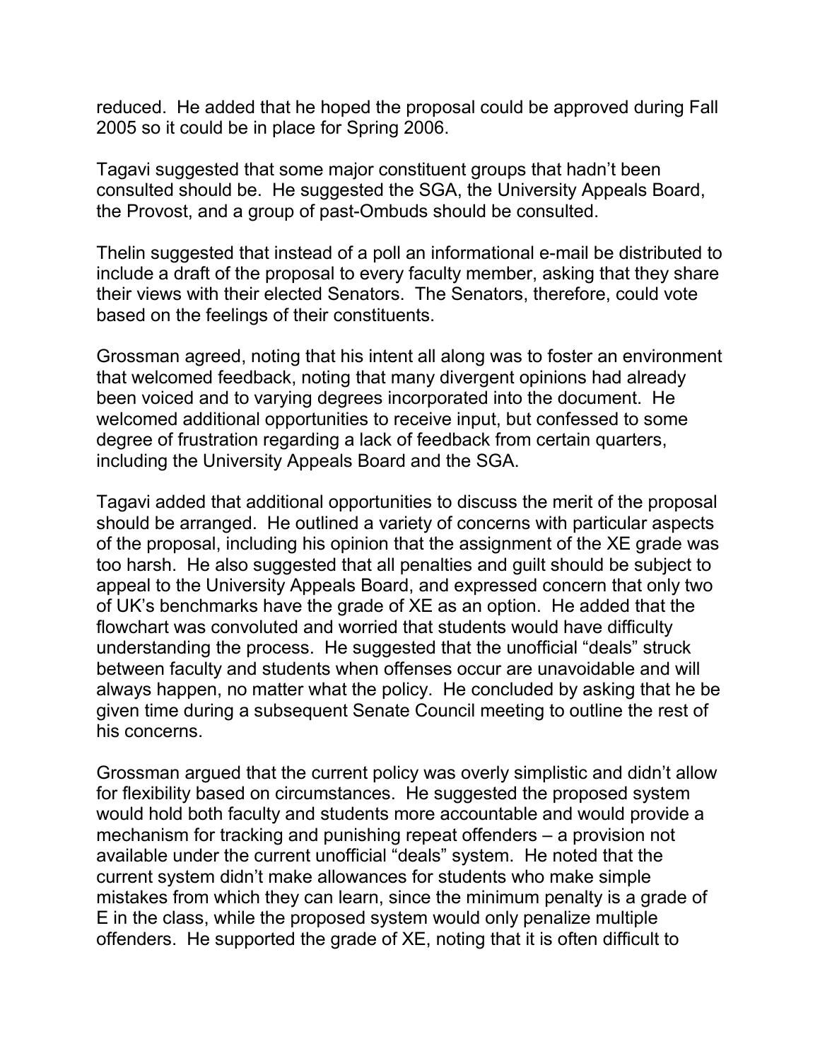reduced. He added that he hoped the proposal could be approved during Fall 2005 so it could be in place for Spring 2006.

Tagavi suggested that some major constituent groups that hadn't been consulted should be. He suggested the SGA, the University Appeals Board, the Provost, and a group of past-Ombuds should be consulted.

Thelin suggested that instead of a poll an informational e-mail be distributed to include a draft of the proposal to every faculty member, asking that they share their views with their elected Senators. The Senators, therefore, could vote based on the feelings of their constituents.

Grossman agreed, noting that his intent all along was to foster an environment that welcomed feedback, noting that many divergent opinions had already been voiced and to varying degrees incorporated into the document. He welcomed additional opportunities to receive input, but confessed to some degree of frustration regarding a lack of feedback from certain quarters, including the University Appeals Board and the SGA.

Tagavi added that additional opportunities to discuss the merit of the proposal should be arranged. He outlined a variety of concerns with particular aspects of the proposal, including his opinion that the assignment of the XE grade was too harsh. He also suggested that all penalties and guilt should be subject to appeal to the University Appeals Board, and expressed concern that only two of UK's benchmarks have the grade of XE as an option. He added that the flowchart was convoluted and worried that students would have difficulty understanding the process. He suggested that the unofficial "deals" struck between faculty and students when offenses occur are unavoidable and will always happen, no matter what the policy. He concluded by asking that he be given time during a subsequent Senate Council meeting to outline the rest of his concerns.

Grossman argued that the current policy was overly simplistic and didn't allow for flexibility based on circumstances. He suggested the proposed system would hold both faculty and students more accountable and would provide a mechanism for tracking and punishing repeat offenders – a provision not available under the current unofficial "deals" system. He noted that the current system didn't make allowances for students who make simple mistakes from which they can learn, since the minimum penalty is a grade of E in the class, while the proposed system would only penalize multiple offenders. He supported the grade of XE, noting that it is often difficult to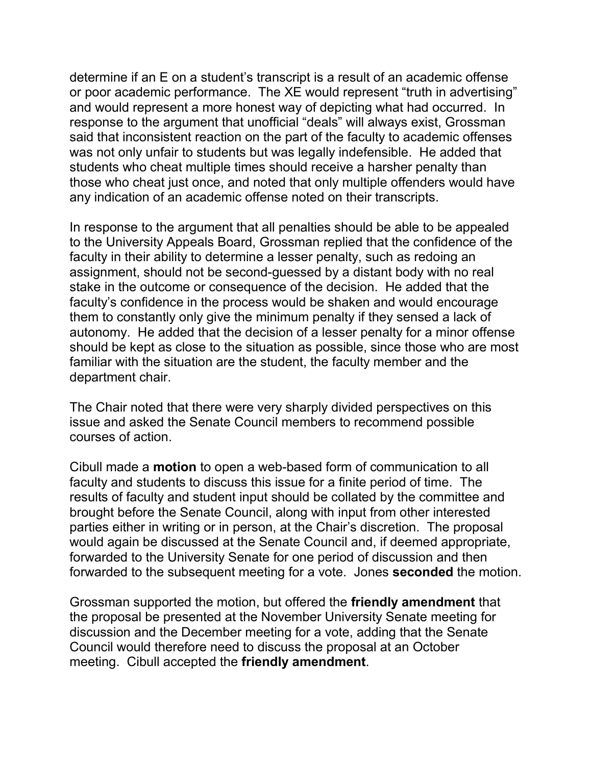determine if an E on a student's transcript is a result of an academic offense or poor academic performance. The XE would represent "truth in advertising" and would represent a more honest way of depicting what had occurred. In response to the argument that unofficial "deals" will always exist, Grossman said that inconsistent reaction on the part of the faculty to academic offenses was not only unfair to students but was legally indefensible. He added that students who cheat multiple times should receive a harsher penalty than those who cheat just once, and noted that only multiple offenders would have any indication of an academic offense noted on their transcripts.

In response to the argument that all penalties should be able to be appealed to the University Appeals Board, Grossman replied that the confidence of the faculty in their ability to determine a lesser penalty, such as redoing an assignment, should not be second-guessed by a distant body with no real stake in the outcome or consequence of the decision. He added that the faculty's confidence in the process would be shaken and would encourage them to constantly only give the minimum penalty if they sensed a lack of autonomy. He added that the decision of a lesser penalty for a minor offense should be kept as close to the situation as possible, since those who are most familiar with the situation are the student, the faculty member and the department chair.

The Chair noted that there were very sharply divided perspectives on this issue and asked the Senate Council members to recommend possible courses of action.

Cibull made a **motion** to open a web-based form of communication to all faculty and students to discuss this issue for a finite period of time. The results of faculty and student input should be collated by the committee and brought before the Senate Council, along with input from other interested parties either in writing or in person, at the Chair's discretion. The proposal would again be discussed at the Senate Council and, if deemed appropriate, forwarded to the University Senate for one period of discussion and then forwarded to the subsequent meeting for a vote. Jones **seconded** the motion.

Grossman supported the motion, but offered the **friendly amendment** that the proposal be presented at the November University Senate meeting for discussion and the December meeting for a vote, adding that the Senate Council would therefore need to discuss the proposal at an October meeting. Cibull accepted the **friendly amendment**.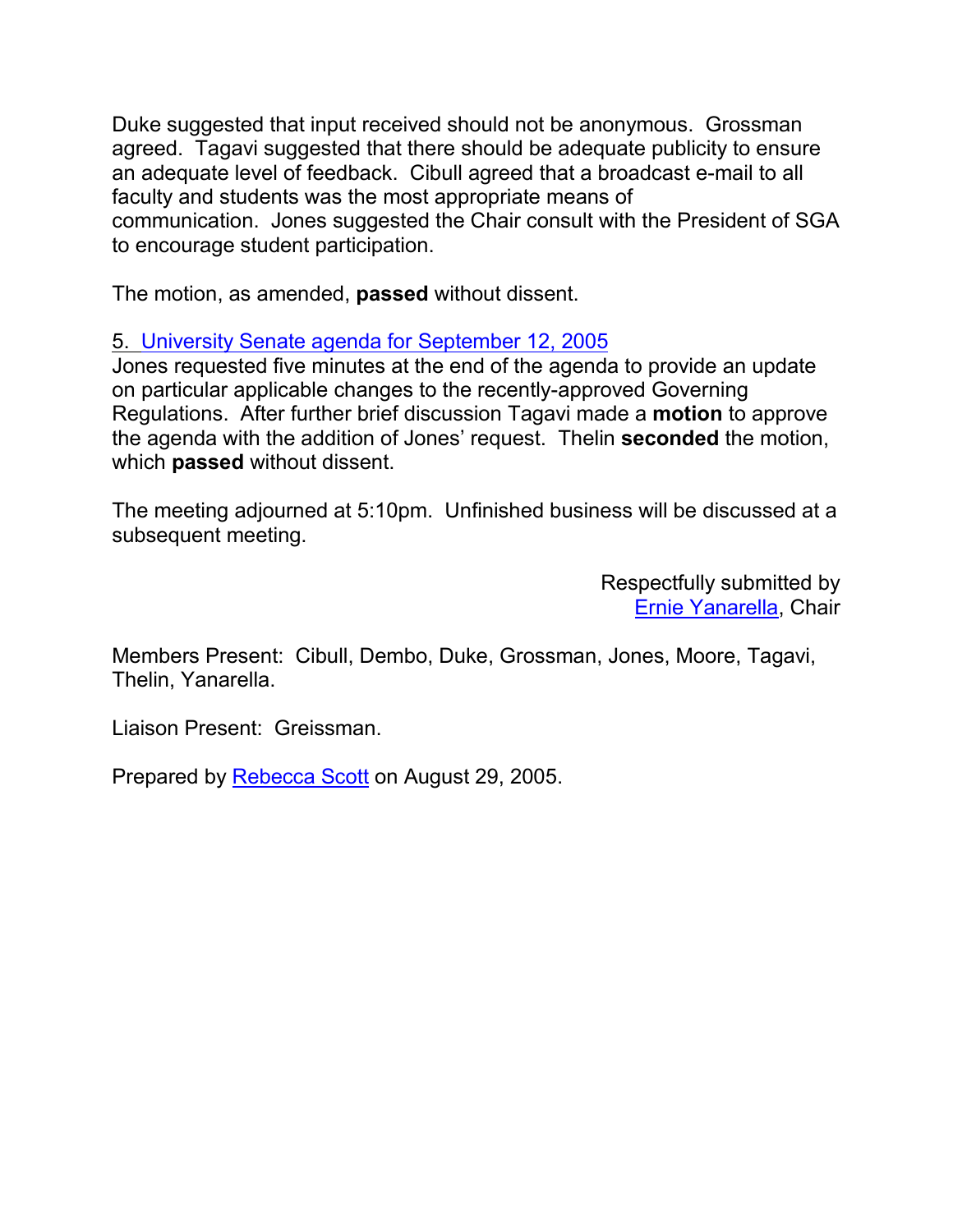Duke suggested that input received should not be anonymous.  Grossman agreed.  Tagavi suggested that there should be adequate publicity to ensure an adequate level of feedback.  Cibull agreed that a broadcast e-mail to all faculty and students was the most appropriate means of communication.  Jones suggested the Chair consult with the President of SGA to encourage student participation.

The motion, as amended, **passed** without dissent.

5.  University Senate agenda for September 12, 2005

Jones requested five minutes at the end of the agenda to provide an update on particular applicable changes to the recently-approved Governing Regulations.  After further brief discussion Tagavi made a **motion** to approve the agenda with the addition of Jones' request.  Thelin **seconded** the motion, which **passed** without dissent.

The meeting adjourned at 5:10pm.  Unfinished business will be discussed at a subsequent meeting.

Respectfully submitted by
Ernie Yanarella, Chair

Members Present:  Cibull, Dembo, Duke, Grossman, Jones, Moore, Tagavi, Thelin, Yanarella.

Liaison Present:  Greissman.

Prepared by Rebecca Scott on August 29, 2005.